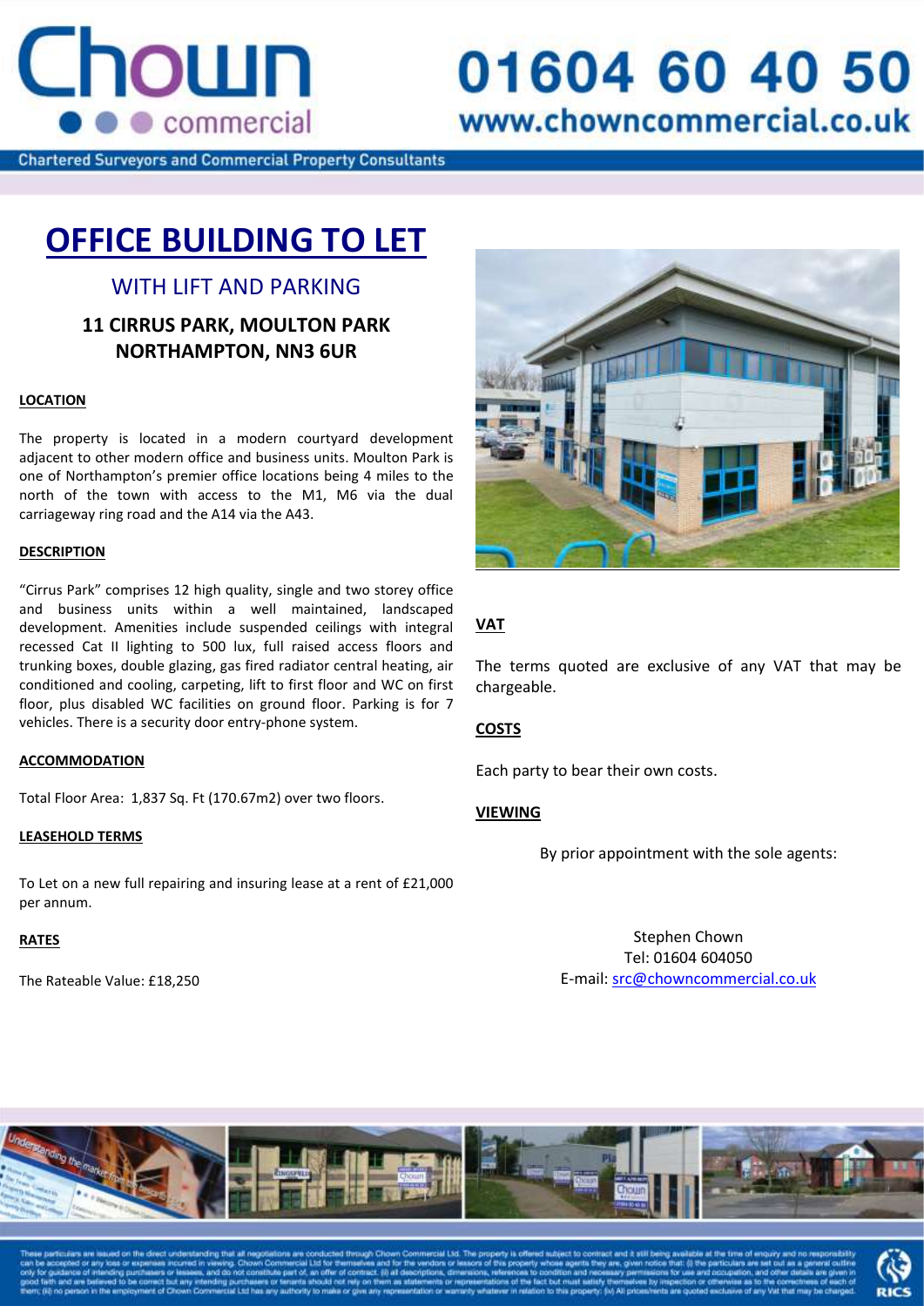# OFFICE BUILDING TO LET

## WITH LIFT AND PARKING

### 11 CIRRUS PARK, MOULTON PARK NORTHAMPTON, NN3 6UR

**LOCATION**

The property is located in a modern courtyard development adjacent to other modern office and business units. Moulton Park is one of Northampton's premier office locations being 4 miles to the north of the town with access to the M1, M6 via the dual carriageway ring road and the A14 via the A43.

**DESCRIPTION**

"Cirrus Park" comprises 12 high quality, single and two storey office and business units within a well maintained, landscaped development. Amenities include suspended ceilings with integral recessed Cat II lighting to 500 lux, full raised access floors and trunking boxes, double glazing, gas fired radiator central heating, air conditioned and cooling, carpeting, lift to first floor and WC on first floor, plus disabled WC facilities on ground floor. Parking is for 7 vehicles. There is a security door entry-phone system.

**ACCOMMODATION**

Total Floor Area: 1,837 Sq. Ft (170.67m2) over two floors.

**LEASEHOLD TERMS**

To Let on a new full repairing and insuring lease at a rent of £21,000 per annum.

**RATES**

The Rateable Value: £18,250

**VAT**

The terms quoted are exclusive of any VAT that may be chargeable.

**COSTS**

Each party to bear their own costs.

**VIEWING**

By prior appointment with the sole agents:

Stephen Chown
Tel: 01604 604050
E-mail: src@chowncommercial.co.uk